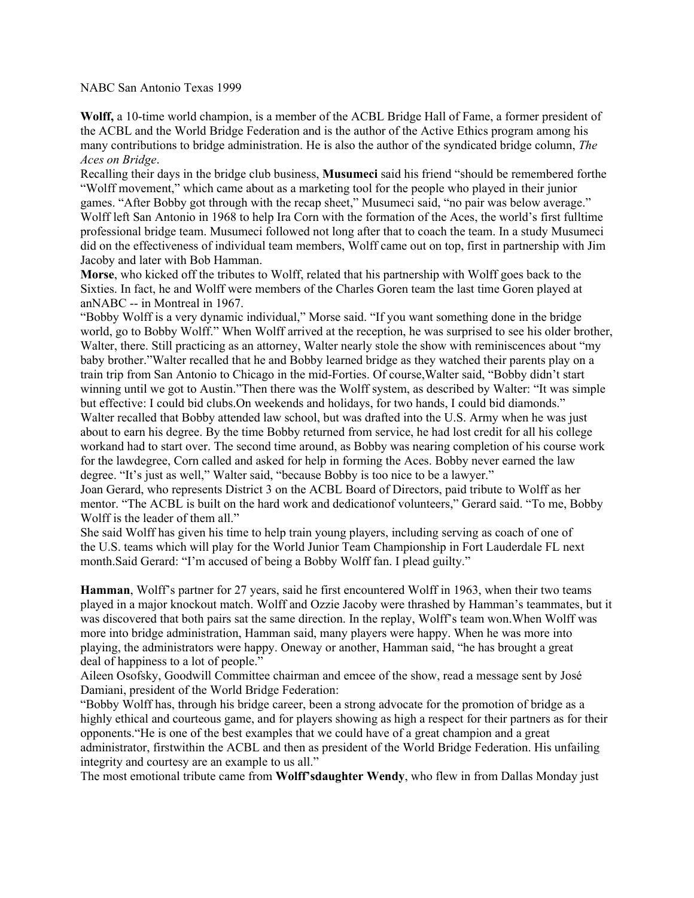NABC San Antonio Texas 1999

**Wolff,** a 10-time world champion, is a member of the ACBL Bridge Hall of Fame, a former president of the ACBL and the World Bridge Federation and is the author of the Active Ethics program among his many contributions to bridge administration. He is also the author of the syndicated bridge column, *The Aces on Bridge*.

Recalling their days in the bridge club business, **Musumeci** said his friend "should be remembered forthe "Wolff movement," which came about as a marketing tool for the people who played in their junior games. "After Bobby got through with the recap sheet," Musumeci said, "no pair was below average." Wolff left San Antonio in 1968 to help Ira Corn with the formation of the Aces, the world's first fulltime professional bridge team. Musumeci followed not long after that to coach the team. In a study Musumeci did on the effectiveness of individual team members, Wolff came out on top, first in partnership with Jim Jacoby and later with Bob Hamman.

**Morse**, who kicked off the tributes to Wolff, related that his partnership with Wolff goes back to the Sixties. In fact, he and Wolff were members of the Charles Goren team the last time Goren played at anNABC -- in Montreal in 1967.

"Bobby Wolff is a very dynamic individual," Morse said. "If you want something done in the bridge world, go to Bobby Wolff." When Wolff arrived at the reception, he was surprised to see his older brother, Walter, there. Still practicing as an attorney, Walter nearly stole the show with reminiscences about "my baby brother."Walter recalled that he and Bobby learned bridge as they watched their parents play on a train trip from San Antonio to Chicago in the mid-Forties. Of course,Walter said, "Bobby didn't start winning until we got to Austin."Then there was the Wolff system, as described by Walter: "It was simple but effective: I could bid clubs.On weekends and holidays, for two hands, I could bid diamonds." Walter recalled that Bobby attended law school, but was drafted into the U.S. Army when he was just about to earn his degree. By the time Bobby returned from service, he had lost credit for all his college workand had to start over. The second time around, as Bobby was nearing completion of his course work for the lawdegree, Corn called and asked for help in forming the Aces. Bobby never earned the law degree. "It's just as well," Walter said, "because Bobby is too nice to be a lawyer."

Joan Gerard, who represents District 3 on the ACBL Board of Directors, paid tribute to Wolff as her mentor. "The ACBL is built on the hard work and dedicationof volunteers," Gerard said. "To me, Bobby Wolff is the leader of them all."

She said Wolff has given his time to help train young players, including serving as coach of one of the U.S. teams which will play for the World Junior Team Championship in Fort Lauderdale FL next month.Said Gerard: "I'm accused of being a Bobby Wolff fan. I plead guilty."

**Hamman**, Wolff's partner for 27 years, said he first encountered Wolff in 1963, when their two teams played in a major knockout match. Wolff and Ozzie Jacoby were thrashed by Hamman's teammates, but it was discovered that both pairs sat the same direction. In the replay, Wolff's team won.When Wolff was more into bridge administration, Hamman said, many players were happy. When he was more into playing, the administrators were happy. Oneway or another, Hamman said, "he has brought a great deal of happiness to a lot of people."

Aileen Osofsky, Goodwill Committee chairman and emcee of the show, read a message sent by José Damiani, president of the World Bridge Federation:

"Bobby Wolff has, through his bridge career, been a strong advocate for the promotion of bridge as a highly ethical and courteous game, and for players showing as high a respect for their partners as for their opponents."He is one of the best examples that we could have of a great champion and a great administrator, firstwithin the ACBL and then as president of the World Bridge Federation. His unfailing integrity and courtesy are an example to us all."

The most emotional tribute came from **Wolff'sdaughter Wendy**, who flew in from Dallas Monday just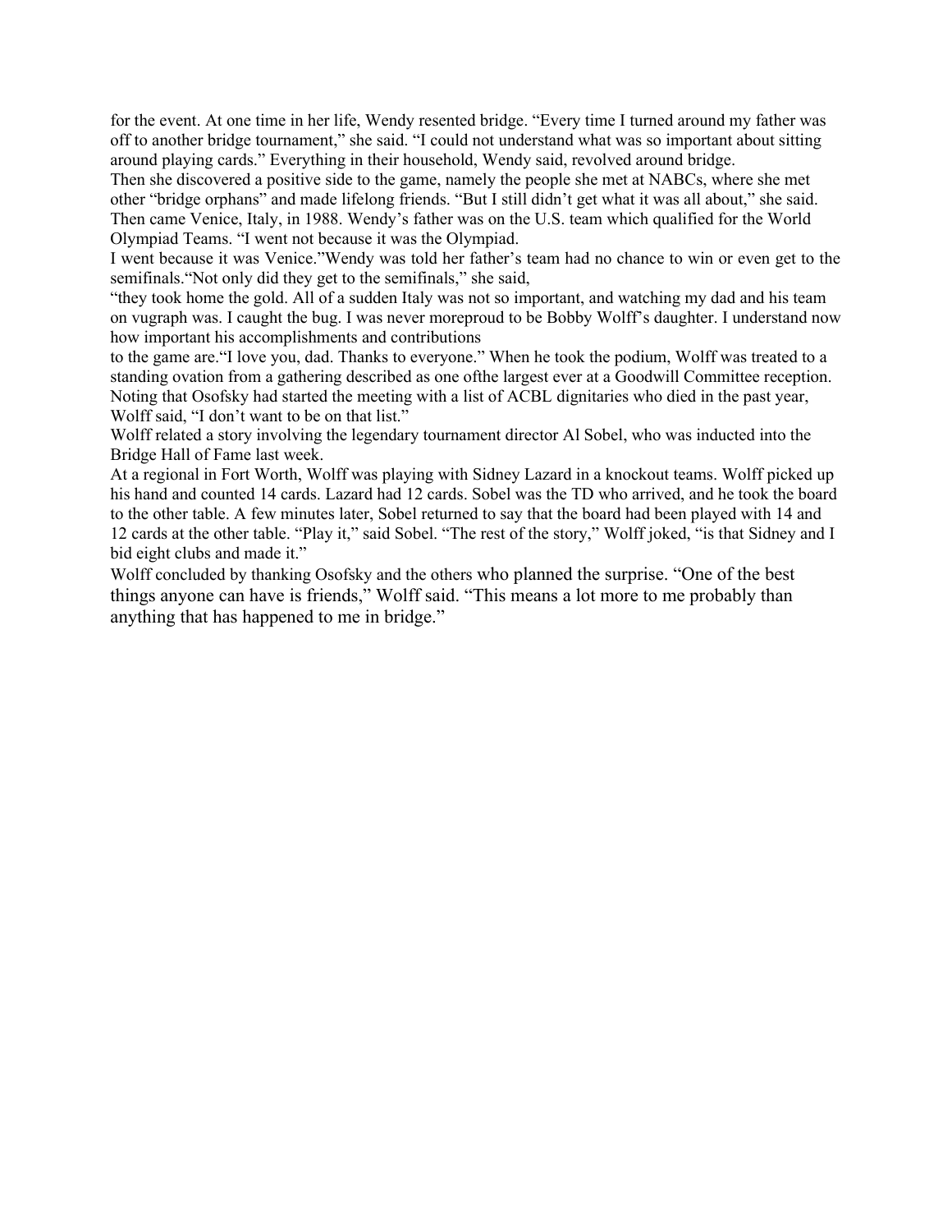for the event. At one time in her life, Wendy resented bridge. "Every time I turned around my father was off to another bridge tournament," she said. "I could not understand what was so important about sitting around playing cards." Everything in their household, Wendy said, revolved around bridge.

Then she discovered a positive side to the game, namely the people she met at NABCs, where she met other "bridge orphans" and made lifelong friends. "But I still didn't get what it was all about," she said.

Then came Venice, Italy, in 1988. Wendy's father was on the U.S. team which qualified for the World Olympiad Teams. "I went not because it was the Olympiad.

I went because it was Venice."Wendy was told her father's team had no chance to win or even get to the semifinals."Not only did they get to the semifinals," she said,

"they took home the gold. All of a sudden Italy was not so important, and watching my dad and his team on vugraph was. I caught the bug. I was never moreproud to be Bobby Wolff's daughter. I understand now how important his accomplishments and contributions

to the game are."I love you, dad. Thanks to everyone." When he took the podium, Wolff was treated to a standing ovation from a gathering described as one ofthe largest ever at a Goodwill Committee reception. Noting that Osofsky had started the meeting with a list of ACBL dignitaries who died in the past year, Wolff said, "I don't want to be on that list."

Wolff related a story involving the legendary tournament director Al Sobel, who was inducted into the Bridge Hall of Fame last week.

At a regional in Fort Worth, Wolff was playing with Sidney Lazard in a knockout teams. Wolff picked up his hand and counted 14 cards. Lazard had 12 cards. Sobel was the TD who arrived, and he took the board to the other table. A few minutes later, Sobel returned to say that the board had been played with 14 and 12 cards at the other table. "Play it," said Sobel. "The rest of the story," Wolff joked, "is that Sidney and I bid eight clubs and made it."

Wolff concluded by thanking Osofsky and the others who planned the surprise. "One of the best things anyone can have is friends," Wolff said. "This means a lot more to me probably than anything that has happened to me in bridge."